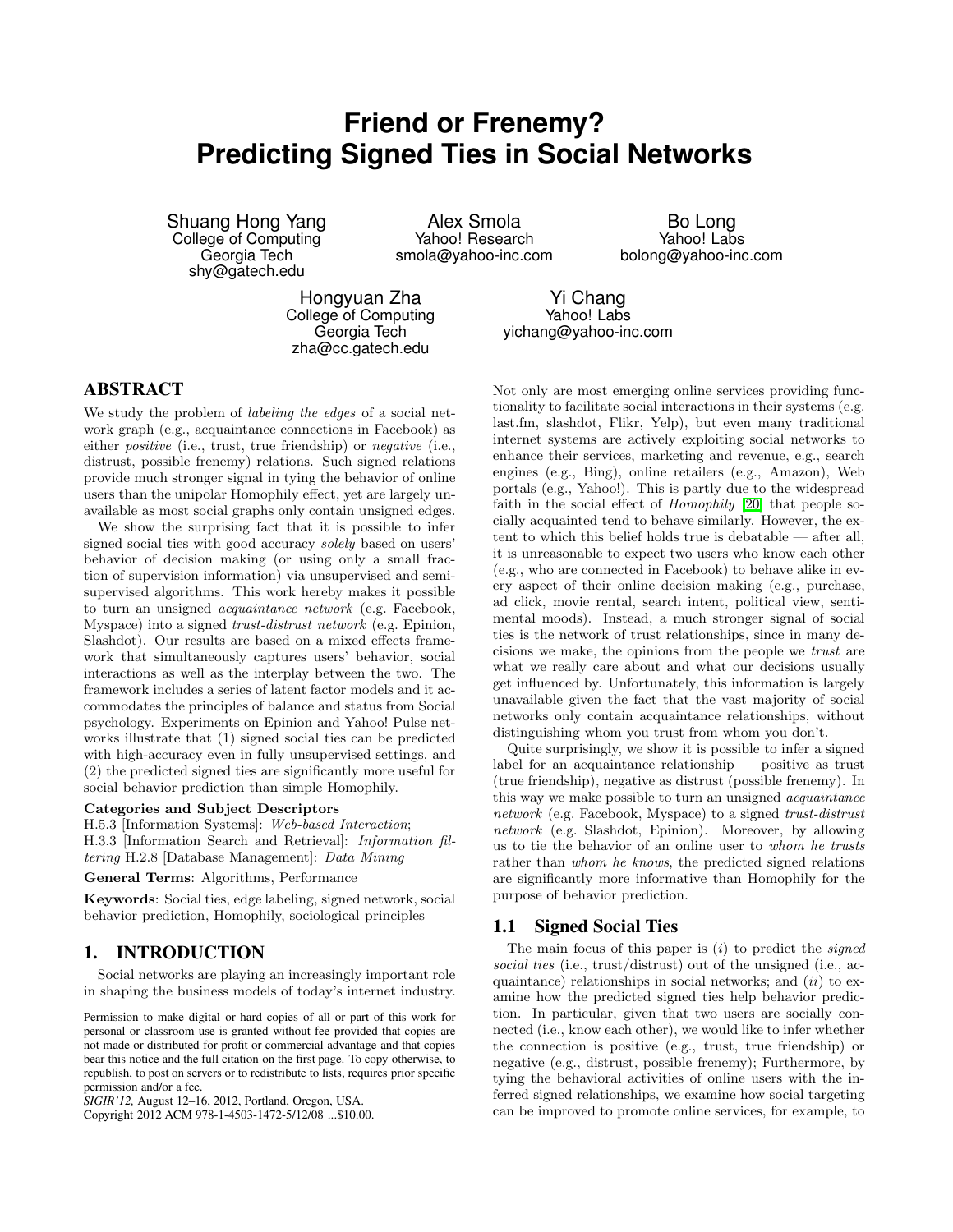# Friend or Frenemy? Predicting Signed Ties in Social Networks

Shuang Hong Yang
College of Computing
Georgia Tech
shy@gatech.edu

Alex Smola
Yahoo! Research
smola@yahoo-inc.com

Bo Long
Yahoo! Labs
bolong@yahoo-inc.com

Hongyuan Zha
College of Computing
Georgia Tech
zha@cc.gatech.edu

Yi Chang
Yahoo! Labs
yichang@yahoo-inc.com

## ABSTRACT

We study the problem of *labeling the edges* of a social network graph (e.g., acquaintance connections in Facebook) as either *positive* (i.e., trust, true friendship) or *negative* (i.e., distrust, possible frenemy) relations. Such signed relations provide much stronger signal in tying the behavior of online users than the unipolar Homophily effect, yet are largely unavailable as most social graphs only contain unsigned edges.

We show the surprising fact that it is possible to infer signed social ties with good accuracy *solely* based on users' behavior of decision making (or using only a small fraction of supervision information) via unsupervised and semi-supervised algorithms. This work hereby makes it possible to turn an unsigned *acquaintance network* (e.g. Facebook, Myspace) into a signed *trust-distrust network* (e.g. Epinion, Slashdot). Our results are based on a mixed effects framework that simultaneously captures users' behavior, social interactions as well as the interplay between the two. The framework includes a series of latent factor models and it accommodates the principles of balance and status from Social psychology. Experiments on Epinion and Yahoo! Pulse networks illustrate that (1) signed social ties can be predicted with high-accuracy even in fully unsupervised settings, and (2) the predicted signed ties are significantly more useful for social behavior prediction than simple Homophily.

**Categories and Subject Descriptors**

H.5.3 [Information Systems]: *Web-based Interaction*; H.3.3 [Information Search and Retrieval]: *Information filtering* H.2.8 [Database Management]: *Data Mining*

**General Terms**: Algorithms, Performance

**Keywords**: Social ties, edge labeling, signed network, social behavior prediction, Homophily, sociological principles

## 1. INTRODUCTION

Social networks are playing an increasingly important role in shaping the business models of today's internet industry.

Permission to make digital or hard copies of all or part of this work for personal or classroom use is granted without fee provided that copies are not made or distributed for profit or commercial advantage and that copies bear this notice and the full citation on the first page. To copy otherwise, to republish, to post on servers or to redistribute to lists, requires prior specific permission and/or a fee.
*SIGIR'12,* August 12–16, 2012, Portland, Oregon, USA.
Copyright 2012 ACM 978-1-4503-1472-5/12/08 ...$10.00.

Not only are most emerging online services providing functionality to facilitate social interactions in their systems (e.g. last.fm, slashdot, Flikr, Yelp), but even many traditional internet systems are actively exploiting social networks to enhance their services, marketing and revenue, e.g., search engines (e.g., Bing), online retailers (e.g., Amazon), Web portals (e.g., Yahoo!). This is partly due to the widespread faith in the social effect of *Homophily* [20] that people socially acquainted tend to behave similarly. However, the extent to which this belief holds true is debatable — after all, it is unreasonable to expect two users who know each other (e.g., who are connected in Facebook) to behave alike in every aspect of their online decision making (e.g., purchase, ad click, movie rental, search intent, political view, sentimental moods). Instead, a much stronger signal of social ties is the network of trust relationships, since in many decisions we make, the opinions from the people we *trust* are what we really care about and what our decisions usually get influenced by. Unfortunately, this information is largely unavailable given the fact that the vast majority of social networks only contain acquaintance relationships, without distinguishing whom you trust from whom you don't.

Quite surprisingly, we show it is possible to infer a signed label for an acquaintance relationship — positive as trust (true friendship), negative as distrust (possible frenemy). In this way we make possible to turn an unsigned *acquaintance network* (e.g. Facebook, Myspace) to a signed *trust-distrust network* (e.g. Slashdot, Epinion). Moreover, by allowing us to tie the behavior of an online user to *whom he trusts* rather than *whom he knows*, the predicted signed relations are significantly more informative than Homophily for the purpose of behavior prediction.

### 1.1 Signed Social Ties

The main focus of this paper is (*i*) to predict the *signed social ties* (i.e., trust/distrust) out of the unsigned (i.e., acquaintance) relationships in social networks; and (*ii*) to examine how the predicted signed ties help behavior prediction. In particular, given that two users are socially connected (i.e., know each other), we would like to infer whether the connection is positive (e.g., trust, true friendship) or negative (e.g., distrust, possible frenemy); Furthermore, by tying the behavioral activities of online users with the inferred signed relationships, we examine how social targeting can be improved to promote online services, for example, to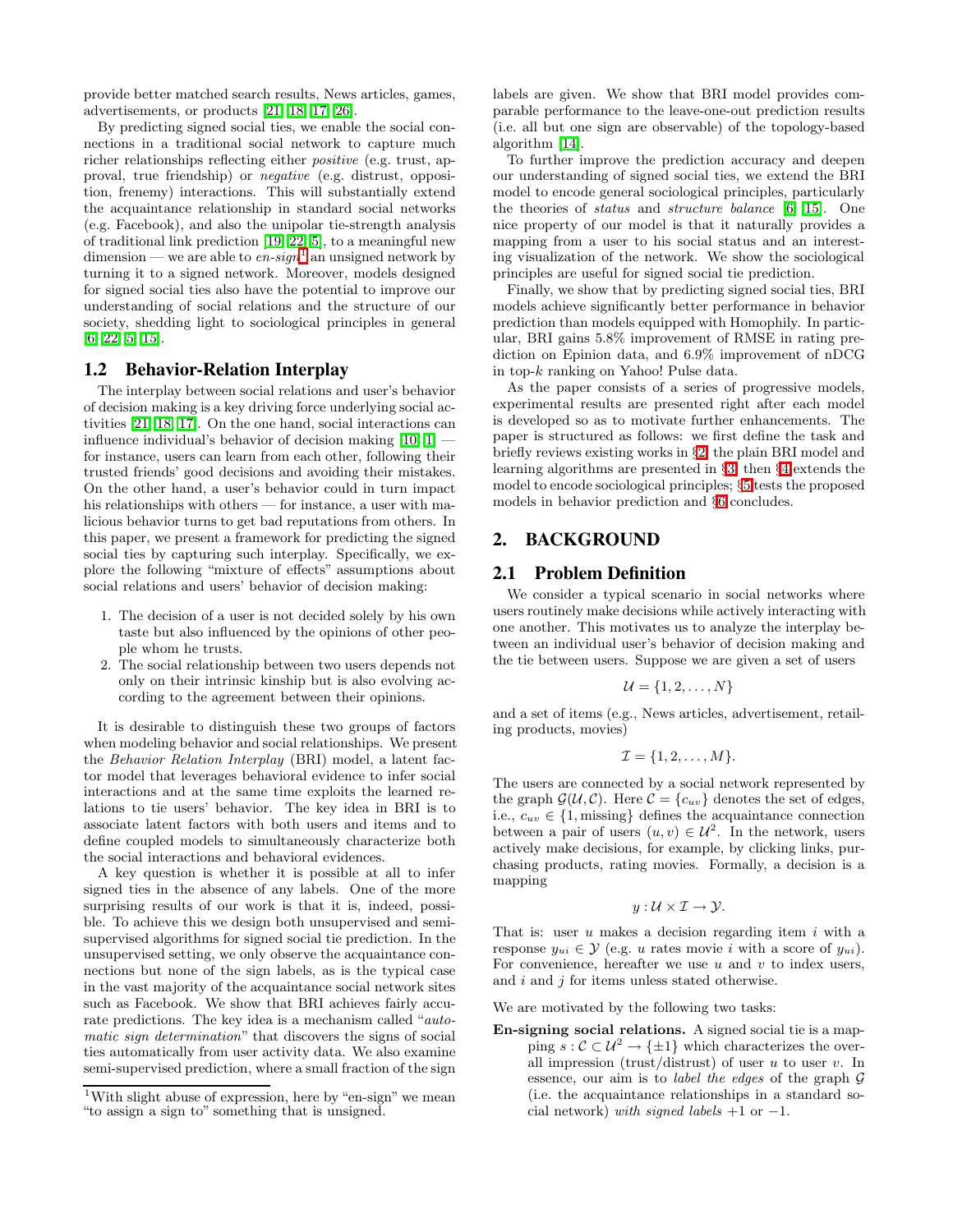provide better matched search results, News articles, games, advertisements, or products [21, 18, 17, 26].

By predicting signed social ties, we enable the social connections in a traditional social network to capture much richer relationships reflecting either *positive* (e.g. trust, approval, true friendship) or *negative* (e.g. distrust, opposition, frenemy) interactions. This will substantially extend the acquaintance relationship in standard social networks (e.g. Facebook), and also the unipolar tie-strength analysis of traditional link prediction [19, 22, 5], to a meaningful new dimension — we are able to *en-sign*[1] an unsigned network by turning it to a signed network. Moreover, models designed for signed social ties also have the potential to improve our understanding of social relations and the structure of our society, shedding light to sociological principles in general [6, 22, 5, 15].

## 1.2 Behavior-Relation Interplay

The interplay between social relations and user's behavior of decision making is a key driving force underlying social activities [21, 18, 17]. On the one hand, social interactions can influence individual's behavior of decision making [10, 1] — for instance, users can learn from each other, following their trusted friends' good decisions and avoiding their mistakes. On the other hand, a user's behavior could in turn impact his relationships with others — for instance, a user with malicious behavior turns to get bad reputations from others. In this paper, we present a framework for predicting the signed social ties by capturing such interplay. Specifically, we explore the following "mixture of effects" assumptions about social relations and users' behavior of decision making:

1. The decision of a user is not decided solely by his own taste but also influenced by the opinions of other people whom he trusts.
2. The social relationship between two users depends not only on their intrinsic kinship but is also evolving according to the agreement between their opinions.

It is desirable to distinguish these two groups of factors when modeling behavior and social relationships. We present the *Behavior Relation Interplay* (BRI) model, a latent factor model that leverages behavioral evidence to infer social interactions and at the same time exploits the learned relations to tie users' behavior. The key idea in BRI is to associate latent factors with both users and items and to define coupled models to simultaneously characterize both the social interactions and behavioral evidences.

A key question is whether it is possible at all to infer signed ties in the absence of any labels. One of the more surprising results of our work is that it is, indeed, possible. To achieve this we design both unsupervised and semi-supervised algorithms for signed social tie prediction. In the unsupervised setting, we only observe the acquaintance connections but none of the sign labels, as is the typical case in the vast majority of the acquaintance social network sites such as Facebook. We show that BRI achieves fairly accurate predictions. The key idea is a mechanism called "*automatic sign determination*" that discovers the signs of social ties automatically from user activity data. We also examine semi-supervised prediction, where a small fraction of the sign labels are given. We show that BRI model provides comparable performance to the leave-one-out prediction results (i.e. all but one sign are observable) of the topology-based algorithm [14].

To further improve the prediction accuracy and deepen our understanding of signed social ties, we extend the BRI model to encode general sociological principles, particularly the theories of *status* and *structure balance* [6, 15]. One nice property of our model is that it naturally provides a mapping from a user to his social status and an interesting visualization of the network. We show the sociological principles are useful for signed social tie prediction.

Finally, we show that by predicting signed social ties, BRI models achieve significantly better performance in behavior prediction than models equipped with Homophily. In particular, BRI gains 5.8% improvement of RMSE in rating prediction on Epinion data, and 6.9% improvement of nDCG in top-$k$ ranking on Yahoo! Pulse data.

As the paper consists of a series of progressive models, experimental results are presented right after each model is developed so as to motivate further enhancements. The paper is structured as follows: we first define the task and briefly reviews existing works in §2, the plain BRI model and learning algorithms are presented in §3, then §4 extends the model to encode sociological principles; §5 tests the proposed models in behavior prediction and §6 concludes.

[1] With slight abuse of expression, here by "en-sign" we mean "to assign a sign to" something that is unsigned.

# 2. BACKGROUND

## 2.1 Problem Definition

We consider a typical scenario in social networks where users routinely make decisions while actively interacting with one another. This motivates us to analyze the interplay between an individual user's behavior of decision making and the tie between users. Suppose we are given a set of users

$$\mathcal{U} = \{1, 2, \ldots, N\}$$

and a set of items (e.g., News articles, advertisement, retailing products, movies)

$$\mathcal{I} = \{1, 2, \ldots, M\}.$$

The users are connected by a social network represented by the graph $\mathcal{G}(\mathcal{U}, \mathcal{C})$. Here $\mathcal{C} = \{c_{uv}\}$ denotes the set of edges, i.e., $c_{uv} \in \{1, \text{missing}\}$ defines the acquaintance connection between a pair of users $(u, v) \in \mathcal{U}^2$. In the network, users actively make decisions, for example, by clicking links, purchasing products, rating movies. Formally, a decision is a mapping

$$y : \mathcal{U} \times \mathcal{I} \to \mathcal{Y}.$$

That is: user $u$ makes a decision regarding item $i$ with a response $y_{ui} \in \mathcal{Y}$ (e.g. $u$ rates movie $i$ with a score of $y_{ui}$). For convenience, hereafter we use $u$ and $v$ to index users, and $i$ and $j$ for items unless stated otherwise.

We are motivated by the following two tasks:

**En-signing social relations.** A signed social tie is a mapping $s : \mathcal{C} \subset \mathcal{U}^2 \to \{\pm 1\}$ which characterizes the overall impression (trust/distrust) of user $u$ to user $v$. In essence, our aim is to *label the edges* of the graph $\mathcal{G}$ (i.e. the acquaintance relationships in a standard social network) *with signed labels* $+1$ or $-1$.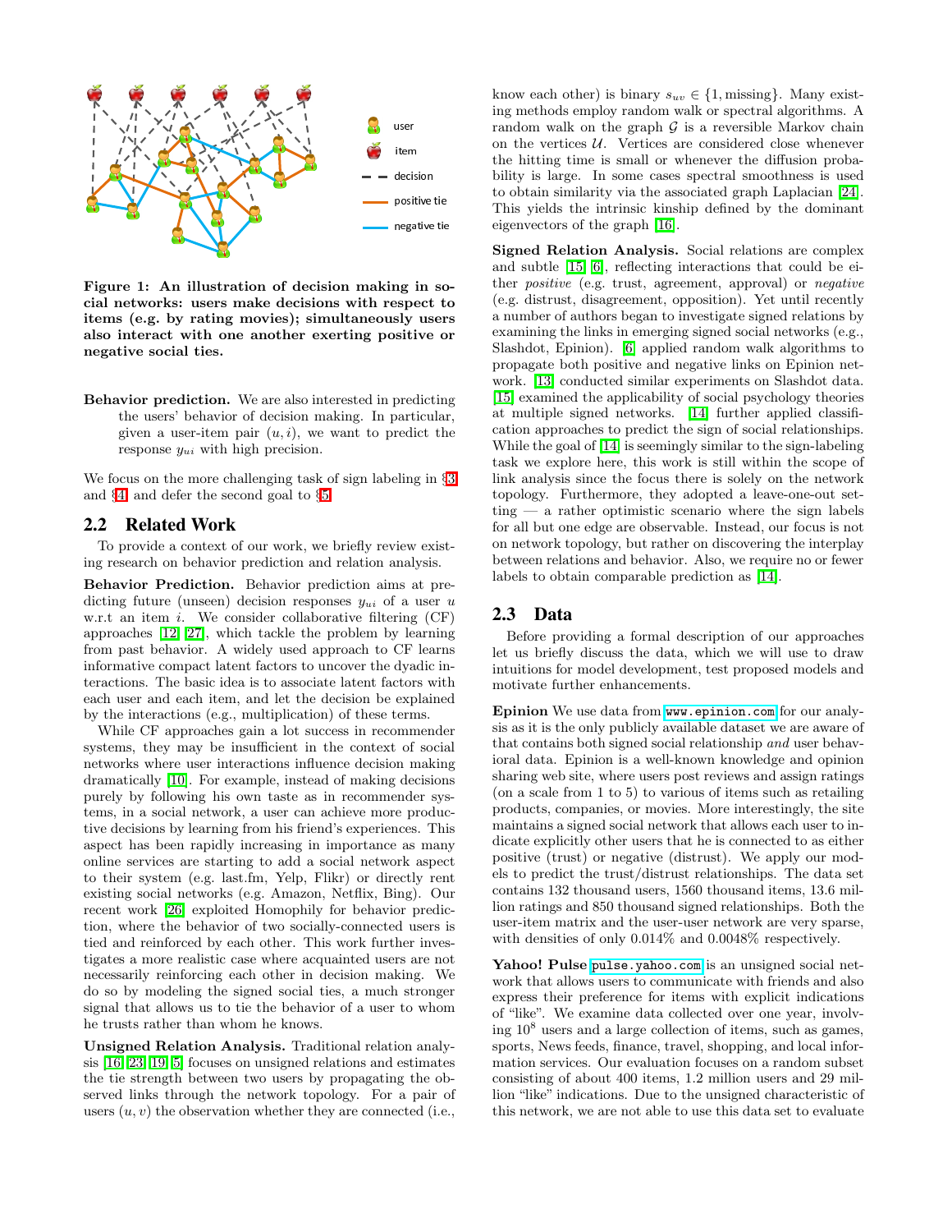Figure 1: An illustration of decision making in social networks: users make decisions with respect to items (e.g. by rating movies); simultaneously users also interact with one another exerting positive or negative social ties.

**Behavior prediction.** We are also interested in predicting the users' behavior of decision making. In particular, given a user-item pair $(u, i)$, we want to predict the response $y_{ui}$ with high precision.

We focus on the more challenging task of sign labeling in §3 and §4, and defer the second goal to §5.

## 2.2 Related Work

To provide a context of our work, we briefly review existing research on behavior prediction and relation analysis.

**Behavior Prediction.** Behavior prediction aims at predicting future (unseen) decision responses $y_{ui}$ of a user $u$ w.r.t an item $i$. We consider collaborative filtering (CF) approaches [12, 27], which tackle the problem by learning from past behavior. A widely used approach to CF learns informative compact latent factors to uncover the dyadic interactions. The basic idea is to associate latent factors with each user and each item, and let the decision be explained by the interactions (e.g., multiplication) of these terms.

While CF approaches gain a lot success in recommender systems, they may be insufficient in the context of social networks where user interactions influence decision making dramatically [10]. For example, instead of making decisions purely by following his own taste as in recommender systems, in a social network, a user can achieve more productive decisions by learning from his friend's experiences. This aspect has been rapidly increasing in importance as many online services are starting to add a social network aspect to their system (e.g. last.fm, Yelp, Flikr) or directly rent existing social networks (e.g. Amazon, Netflix, Bing). Our recent work [26] exploited Homophily for behavior prediction, where the behavior of two socially-connected users is tied and reinforced by each other. This work further investigates a more realistic case where acquainted users are not necessarily reinforcing each other in decision making. We do so by modeling the signed social ties, a much stronger signal that allows us to tie the behavior of a user to whom he trusts rather than whom he knows.

**Unsigned Relation Analysis.** Traditional relation analysis [16, 23, 19, 5] focuses on unsigned relations and estimates the tie strength between two users by propagating the observed links through the network topology. For a pair of users $(u, v)$ the observation whether they are connected (i.e., know each other) is binary $s_{uv} \in \{1, \text{missing}\}$. Many existing methods employ random walk or spectral algorithms. A random walk on the graph $\mathcal{G}$ is a reversible Markov chain on the vertices $\mathcal{U}$. Vertices are considered close whenever the hitting time is small or whenever the diffusion probability is large. In some cases spectral smoothness is used to obtain similarity via the associated graph Laplacian [24]. This yields the intrinsic kinship defined by the dominant eigenvectors of the graph [16].

**Signed Relation Analysis.** Social relations are complex and subtle [15, 6], reflecting interactions that could be either *positive* (e.g. trust, agreement, approval) or *negative* (e.g. distrust, disagreement, opposition). Yet until recently a number of authors began to investigate signed relations by examining the links in emerging signed social networks (e.g., Slashdot, Epinion). [6] applied random walk algorithms to propagate both positive and negative links on Epinion network. [13] conducted similar experiments on Slashdot data. [15] examined the applicability of social psychology theories at multiple signed networks. [14] further applied classification approaches to predict the sign of social relationships. While the goal of [14] is seemingly similar to the sign-labeling task we explore here, this work is still within the scope of link analysis since the focus there is solely on the network topology. Furthermore, they adopted a leave-one-out setting — a rather optimistic scenario where the sign labels for all but one edge are observable. Instead, our focus is not on network topology, but rather on discovering the interplay between relations and behavior. Also, we require no or fewer labels to obtain comparable prediction as [14].

## 2.3 Data

Before providing a formal description of our approaches let us briefly discuss the data, which we will use to draw intuitions for model development, test proposed models and motivate further enhancements.

**Epinion** We use data from `www.epinion.com` for our analysis as it is the only publicly available dataset we are aware of that contains both signed social relationship *and* user behavioral data. Epinion is a well-known knowledge and opinion sharing web site, where users post reviews and assign ratings (on a scale from 1 to 5) to various of items such as retailing products, companies, or movies. More interestingly, the site maintains a signed social network that allows each user to indicate explicitly other users that he is connected to as either positive (trust) or negative (distrust). We apply our models to predict the trust/distrust relationships. The data set contains 132 thousand users, 1560 thousand items, 13.6 million ratings and 850 thousand signed relationships. Both the user-item matrix and the user-user network are very sparse, with densities of only 0.014% and 0.0048% respectively.

**Yahoo! Pulse** `pulse.yahoo.com` is an unsigned social network that allows users to communicate with friends and also express their preference for items with explicit indications of "like". We examine data collected over one year, involving $10^8$ users and a large collection of items, such as games, sports, News feeds, finance, travel, shopping, and local information services. Our evaluation focuses on a random subset consisting of about 400 items, 1.2 million users and 29 million "like" indications. Due to the unsigned characteristic of this network, we are not able to use this data set to evaluate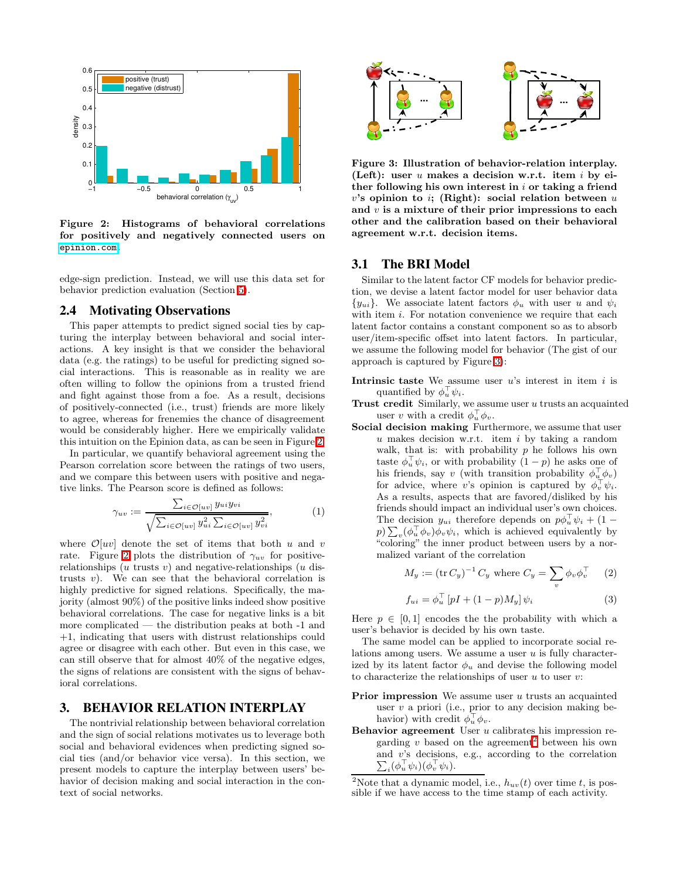Figure 2: Histograms of behavioral correlations for positively and negatively connected users on epinion.com.

edge-sign prediction. Instead, we will use this data set for behavior prediction evaluation (Section 5).

## 2.4 Motivating Observations

This paper attempts to predict signed social ties by capturing the interplay between behavioral and social interactions. A key insight is that we consider the behavioral data (e.g. the ratings) to be useful for predicting signed social interactions. This is reasonable as in reality we are often willing to follow the opinions from a trusted friend and fight against those from a foe. As a result, decisions of positively-connected (i.e., trust) friends are more likely to agree, whereas for frenemies the chance of disagreement would be considerably higher. Here we empirically validate this intuition on the Epinion data, as can be seen in Figure 2.

In particular, we quantify behavioral agreement using the Pearson correlation score between the ratings of two users, and we compare this between users with positive and negative links. The Pearson score is defined as follows:

$$\gamma_{uv} := \frac{\sum_{i \in \mathcal{O}[uv]} y_{ui} y_{vi}}{\sqrt{\sum_{i \in \mathcal{O}[uv]} y_{ui}^2 \sum_{i \in \mathcal{O}[uv]} y_{vi}^2}}, \tag{1}$$

where $\mathcal{O}[uv]$ denote the set of items that both $u$ and $v$ rate. Figure 2 plots the distribution of $\gamma_{uv}$ for positive-relationships ($u$ trusts $v$) and negative-relationships ($u$ distrusts $v$). We can see that the behavioral correlation is highly predictive for signed relations. Specifically, the majority (almost 90%) of the positive links indeed show positive behavioral correlations. The case for negative links is a bit more complicated — the distribution peaks at both -1 and +1, indicating that users with distrust relationships could agree or disagree with each other. But even in this case, we can still observe that for almost 40% of the negative edges, the signs of relations are consistent with the signs of behavioral correlations.

# 3. BEHAVIOR RELATION INTERPLAY

The nontrivial relationship between behavioral correlation and the sign of social relations motivates us to leverage both social and behavioral evidences when predicting signed social ties (and/or behavior vice versa). In this section, we present models to capture the interplay between users' behavior of decision making and social interaction in the context of social networks.

**Figure 3: Illustration of behavior-relation interplay. (Left): user $u$ makes a decision w.r.t. item $i$ by either following his own interest in $i$ or taking a friend $v$'s opinion to $i$; (Right): social relation between $u$ and $v$ is a mixture of their prior impressions to each other and the calibration based on their behavioral agreement w.r.t. decision items.**

## 3.1 The BRI Model

Similar to the latent factor CF models for behavior prediction, we devise a latent factor model for user behavior data $\{y_{ui}\}$. We associate latent factors $\phi_u$ with user $u$ and $\psi_i$ with item $i$. For notation convenience we require that each latent factor contains a constant component so as to absorb user/item-specific offset into latent factors. In particular, we assume the following model for behavior (The gist of our approach is captured by Figure 3):

**Intrinsic taste** We assume user $u$'s interest in item $i$ is quantified by $\phi_u^\top \psi_i$.

**Trust credit** Similarly, we assume user $u$ trusts an acquainted user $v$ with a credit $\phi_u^\top \phi_v$.

**Social decision making** Furthermore, we assume that user $u$ makes decision w.r.t. item $i$ by taking a random walk, that is: with probability $p$ he follows his own taste $\phi_u^\top \psi_i$, or with probability $(1-p)$ he asks one of his friends, say $v$ (with transition probability $\phi_u^\top \phi_v$) for advice, where $v$'s opinion is captured by $\phi_v^\top \psi_i$. As a results, aspects that are favored/disliked by his friends should impact an individual user's own choices. The decision $y_{ui}$ therefore depends on $p\phi_u^\top \psi_i + (1-p)\sum_v (\phi_u^\top \phi_v)\phi_v \psi_i$, which is achieved equivalently by "coloring" the inner product between users by a normalized variant of the correlation

$$M_y := (\operatorname{tr} C_y)^{-1} C_y \text{ where } C_y = \sum_v \phi_v \phi_v^\top \tag{2}$$

$$f_{ui} = \phi_u^\top \left[pI + (1-p)M_y\right] \psi_i \tag{3}$$

Here $p \in [0,1]$ encodes the the probability with which a user's behavior is decided by his own taste.

The same model can be applied to incorporate social relations among users. We assume a user $u$ is fully characterized by its latent factor $\phi_u$ and devise the following model to characterize the relationships of user $u$ to user $v$:

**Prior impression** We assume user $u$ trusts an acquainted user $v$ a priori (i.e., prior to any decision making behavior) with credit $\phi_u^\top \phi_v$.

**Behavior agreement** User $u$ calibrates his impression regarding $v$ based on the agreement[2] between his own and $v$'s decisions, e.g., according to the correlation $\sum_i (\phi_u^\top \psi_i)(\phi_v^\top \psi_i)$.

[2]Note that a dynamic model, i.e., $h_{uv}(t)$ over time $t$, is possible if we have access to the time stamp of each activity.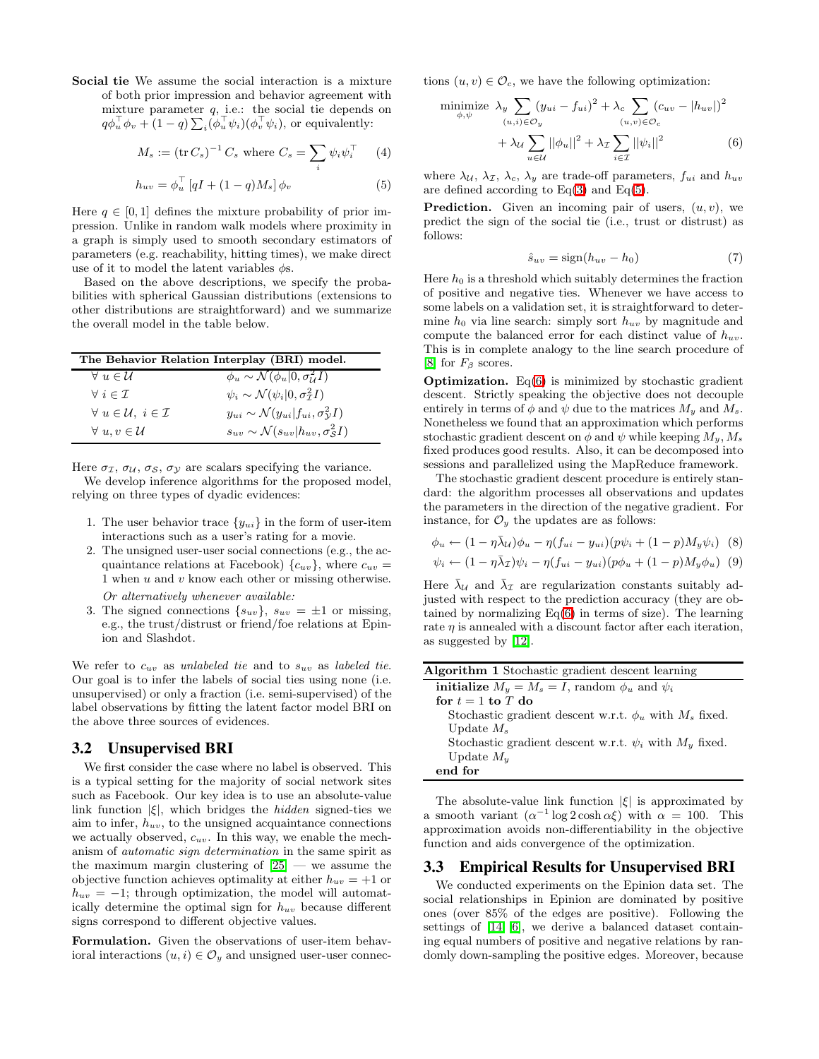**Social tie** We assume the social interaction is a mixture of both prior impression and behavior agreement with mixture parameter $q$, i.e.: the social tie depends on $q\phi_u^\top \phi_v + (1-q)\sum_i (\phi_u^\top \psi_i)(\phi_v^\top \psi_i)$, or equivalently:

$$M_s := (\operatorname{tr} C_s)^{-1} C_s \text{ where } C_s = \sum_i \psi_i \psi_i^\top \quad (4)$$

$$h_{uv} = \phi_u^\top \left[qI + (1-q)M_s\right] \phi_v \quad (5)$$

Here $q \in [0,1]$ defines the mixture probability of prior impression. Unlike in random walk models where proximity in a graph is simply used to smooth secondary estimators of parameters (e.g. reachability, hitting times), we make direct use of it to model the latent variables $\phi$s.

Based on the above descriptions, we specify the probabilities with spherical Gaussian distributions (extensions to other distributions are straightforward) and we summarize the overall model in the table below.

| **The Behavior Relation Interplay (BRI) model.** | |
|---|---|
| $\forall\ u \in \mathcal{U}$ | $\phi_u \sim \mathcal{N}(\phi_u \vert 0, \sigma_{\mathcal{U}}^2 I)$ |
| $\forall\ i \in \mathcal{I}$ | $\psi_i \sim \mathcal{N}(\psi_i \vert 0, \sigma_{\mathcal{I}}^2 I)$ |
| $\forall\ u \in \mathcal{U},\ i \in \mathcal{I}$ | $y_{ui} \sim \mathcal{N}(y_{ui} \vert f_{ui}, \sigma_{\mathcal{Y}}^2 I)$ |
| $\forall\ u, v \in \mathcal{U}$ | $s_{uv} \sim \mathcal{N}(s_{uv} \vert h_{uv}, \sigma_{\mathcal{S}}^2 I)$ |

Here $\sigma_{\mathcal{I}}$, $\sigma_{\mathcal{U}}$, $\sigma_{\mathcal{S}}$, $\sigma_{\mathcal{Y}}$ are scalars specifying the variance.

We develop inference algorithms for the proposed model, relying on three types of dyadic evidences:

1. The user behavior trace $\{y_{ui}\}$ in the form of user-item interactions such as a user's rating for a movie.
2. The unsigned user-user social connections (e.g., the acquaintance relations at Facebook) $\{c_{uv}\}$, where $c_{uv} = 1$ when $u$ and $v$ know each other or missing otherwise.

   *Or alternatively whenever available:*
3. The signed connections $\{s_{uv}\}$, $s_{uv} = \pm 1$ or missing, e.g., the trust/distrust or friend/foe relations at Epinion and Slashdot.

We refer to $c_{uv}$ as *unlabeled tie* and to $s_{uv}$ as *labeled tie*. Our goal is to infer the labels of social ties using none (i.e. unsupervised) or only a fraction (i.e. semi-supervised) of the label observations by fitting the latent factor model BRI on the above three sources of evidences.

## 3.2 Unsupervised BRI

We first consider the case where no label is observed. This is a typical setting for the majority of social network sites such as Facebook. Our key idea is to use an absolute-value link function $|\xi|$, which bridges the *hidden* signed-ties we aim to infer, $h_{uv}$, to the unsigned acquaintance connections we actually observed, $c_{uv}$. In this way, we enable the mechanism of *automatic sign determination* in the same spirit as the maximum margin clustering of [25] — we assume the objective function achieves optimality at either $h_{uv} = +1$ or $h_{uv} = -1$; through optimization, the model will automatically determine the optimal sign for $h_{uv}$ because different signs correspond to different objective values.

**Formulation.** Given the observations of user-item behavioral interactions $(u,i) \in \mathcal{O}_y$ and unsigned user-user connections $(u,v) \in \mathcal{O}_c$, we have the following optimization:

$$\underset{\phi,\psi}{\text{minimize}}\ \lambda_y \sum_{(u,i)\in\mathcal{O}_y} (y_{ui} - f_{ui})^2 + \lambda_c \sum_{(u,v)\in\mathcal{O}_c} (c_{uv} - |h_{uv}|)^2 + \lambda_{\mathcal{U}} \sum_{u\in\mathcal{U}} ||\phi_u||^2 + \lambda_{\mathcal{I}} \sum_{i\in\mathcal{I}} ||\psi_i||^2 \quad (6)$$

where $\lambda_{\mathcal{U}}$, $\lambda_{\mathcal{I}}$, $\lambda_c$, $\lambda_y$ are trade-off parameters, $f_{ui}$ and $h_{uv}$ are defined according to Eq(3) and Eq(5).

**Prediction.** Given an incoming pair of users, $(u,v)$, we predict the sign of the social tie (i.e., trust or distrust) as follows:

$$\hat{s}_{uv} = \text{sign}(h_{uv} - h_0) \quad (7)$$

Here $h_0$ is a threshold which suitably determines the fraction of positive and negative ties. Whenever we have access to some labels on a validation set, it is straightforward to determine $h_0$ via line search: simply sort $h_{uv}$ by magnitude and compute the balanced error for each distinct value of $h_{uv}$. This is in complete analogy to the line search procedure of [8] for $F_\beta$ scores.

**Optimization.** Eq(6) is minimized by stochastic gradient descent. Strictly speaking the objective does not decouple entirely in terms of $\phi$ and $\psi$ due to the matrices $M_y$ and $M_s$. Nonetheless we found that an approximation which performs stochastic gradient descent on $\phi$ and $\psi$ while keeping $M_y, M_s$ fixed produces good results. Also, it can be decomposed into sessions and parallelized using the MapReduce framework.

The stochastic gradient descent procedure is entirely standard: the algorithm processes all observations and updates the parameters in the direction of the negative gradient. For instance, for $\mathcal{O}_y$ the updates are as follows:

$$\phi_u \leftarrow (1 - \eta\bar{\lambda}_{\mathcal{U}})\phi_u - \eta(f_{ui} - y_{ui})(p\psi_i + (1-p)M_y\psi_i) \quad (8)$$

$$\psi_i \leftarrow (1 - \eta\bar{\lambda}_{\mathcal{I}})\psi_i - \eta(f_{ui} - y_{ui})(p\phi_u + (1-p)M_y\phi_u) \quad (9)$$

Here $\bar{\lambda}_{\mathcal{U}}$ and $\bar{\lambda}_{\mathcal{I}}$ are regularization constants suitably adjusted with respect to the prediction accuracy (they are obtained by normalizing Eq(6) in terms of size). The learning rate $\eta$ is annealed with a discount factor after each iteration, as suggested by [12].

**Algorithm 1** Stochastic gradient descent learning

```
initialize M_y = M_s = I, random φ_u and ψ_i
for t = 1 to T do
    Stochastic gradient descent w.r.t. φ_u with M_s fixed.
    Update M_s
    Stochastic gradient descent w.r.t. ψ_i with M_y fixed.
    Update M_y
end for
```

The absolute-value link function $|\xi|$ is approximated by a smooth variant $(\alpha^{-1} \log 2\cosh \alpha\xi)$ with $\alpha = 100$. This approximation avoids non-differentiability in the objective function and aids convergence of the optimization.

## 3.3 Empirical Results for Unsupervised BRI

We conducted experiments on the Epinion data set. The social relationships in Epinion are dominated by positive ones (over 85% of the edges are positive). Following the settings of [14, 6], we derive a balanced dataset containing equal numbers of positive and negative relations by randomly down-sampling the positive edges. Moreover, because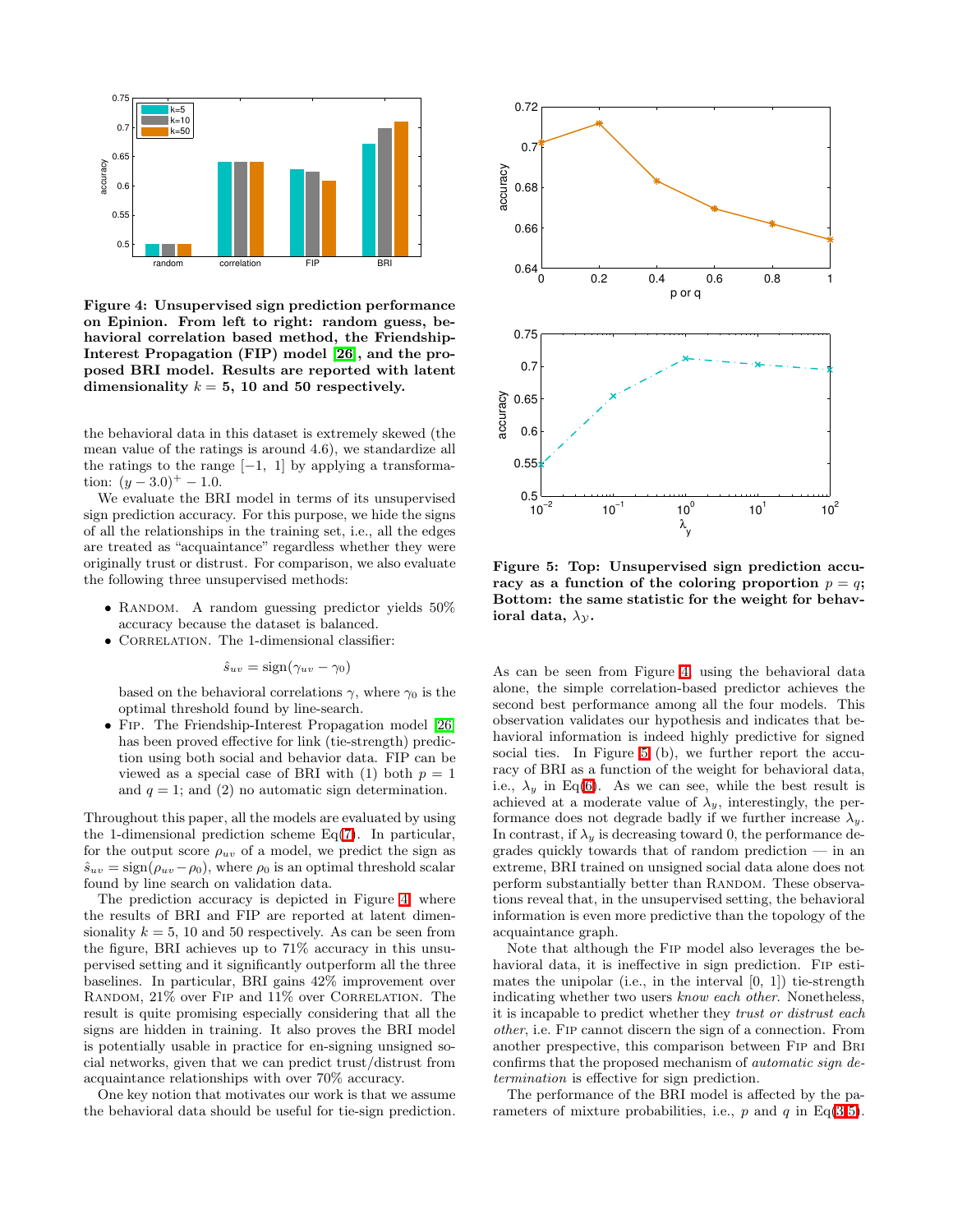**Figure 4: Unsupervised sign prediction performance on Epinion. From left to right: random guess, behavioral correlation based method, the Friendship-Interest Propagation (FIP) model [26], and the proposed BRI model. Results are reported with latent dimensionality $k = 5$, 10 and 50 respectively.**

the behavioral data in this dataset is extremely skewed (the mean value of the ratings is around 4.6), we standardize all the ratings to the range $[-1, 1]$ by applying a transformation: $(y - 3.0)^{+} - 1.0$.

We evaluate the BRI model in terms of its unsupervised sign prediction accuracy. For this purpose, we hide the signs of all the relationships in the training set, i.e., all the edges are treated as "acquaintance" regardless whether they were originally trust or distrust. For comparison, we also evaluate the following three unsupervised methods:

- Random. A random guessing predictor yields 50% accuracy because the dataset is balanced.
- Correlation. The 1-dimensional classifier:

$$\hat{s}_{uv} = \text{sign}(\gamma_{uv} - \gamma_0)$$

  based on the behavioral correlations $\gamma$, where $\gamma_0$ is the optimal threshold found by line-search.
- Fip. The Friendship-Interest Propagation model [26] has been proved effective for link (tie-strength) prediction using both social and behavior data. FIP can be viewed as a special case of BRI with (1) both $p = 1$ and $q = 1$; and (2) no automatic sign determination.

Throughout this paper, all the models are evaluated by using the 1-dimensional prediction scheme Eq(7). In particular, for the output score $\rho_{uv}$ of a model, we predict the sign as $\hat{s}_{uv} = \text{sign}(\rho_{uv} - \rho_0)$, where $\rho_0$ is an optimal threshold scalar found by line search on validation data.

The prediction accuracy is depicted in Figure 4, where the results of BRI and FIP are reported at latent dimensionality $k = 5$, 10 and 50 respectively. As can be seen from the figure, BRI achieves up to 71% accuracy in this unsupervised setting and it significantly outperform all the three baselines. In particular, BRI gains 42% improvement over Random, 21% over Fip and 11% over Correlation. The result is quite promising especially considering that all the signs are hidden in training. It also proves the BRI model is potentially usable in practice for en-signing unsigned social networks, given that we can predict trust/distrust from acquaintance relationships with over 70% accuracy.

One key notion that motivates our work is that we assume the behavioral data should be useful for tie-sign prediction.

**Figure 5: Top: Unsupervised sign prediction accuracy as a function of the coloring proportion $p = q$; Bottom: the same statistic for the weight for behavioral data, $\lambda_y$.**

As can be seen from Figure 4, using the behavioral data alone, the simple correlation-based predictor achieves the second best performance among all the four models. This observation validates our hypothesis and indicates that behavioral information is indeed highly predictive for signed social ties. In Figure 5 (b), we further report the accuracy of BRI as a function of the weight for behavioral data, i.e., $\lambda_y$ in Eq(6). As we can see, while the best result is achieved at a moderate value of $\lambda_y$, interestingly, the performance does not degrade badly if we further increase $\lambda_y$. In contrast, if $\lambda_y$ is decreasing toward 0, the performance degrades quickly towards that of random prediction — in an extreme, BRI trained on unsigned social data alone does not perform substantially better than Random. These observations reveal that, in the unsupervised setting, the behavioral information is even more predictive than the topology of the acquaintance graph.

Note that although the Fip model also leverages the behavioral data, it is ineffective in sign prediction. Fip estimates the unipolar (i.e., in the interval [0, 1]) tie-strength indicating whether two users *know each other*. Nonetheless, it is incapable to predict whether they *trust or distrust each other*, i.e. Fip cannot discern the sign of a connection. From another prespective, this comparison between Fip and Bri confirms that the proposed mechanism of *automatic sign determination* is effective for sign prediction.

The performance of the BRI model is affected by the parameters of mixture probabilities, i.e., $p$ and $q$ in Eq(3,5).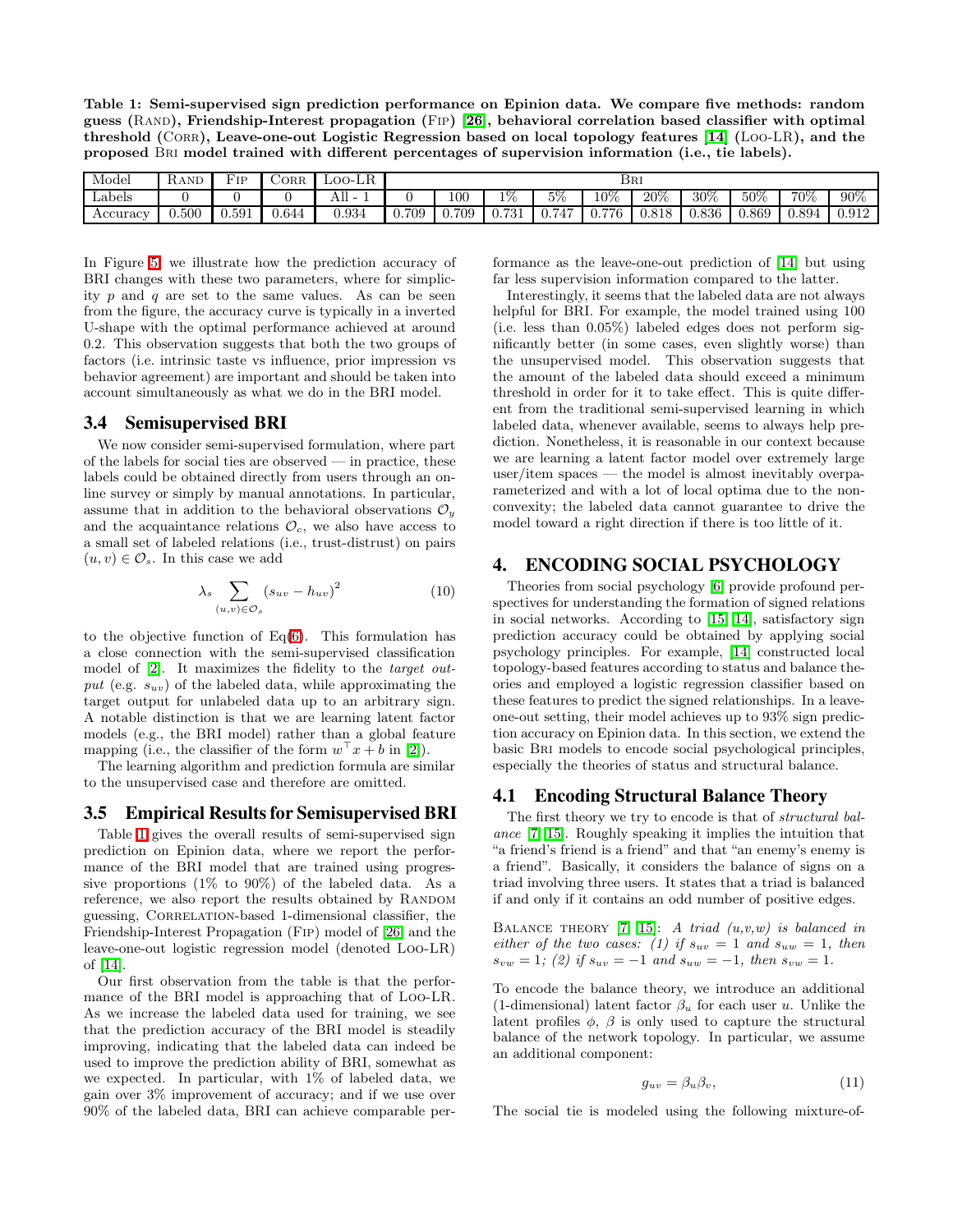**Table 1: Semi-supervised sign prediction performance on Epinion data. We compare five methods: random guess (Rand), Friendship-Interest propagation (Fip) [26], behavioral correlation based classifier with optimal threshold (Corr), Leave-one-out Logistic Regression based on local topology features [14] (Loo-LR), and the proposed Bri model trained with different percentages of supervision information (i.e., tie labels).**

| Model | Rand | Fip | Corr | Loo-LR | Bri | | | | | | | | | |
|---|---|---|---|---|---|---|---|---|---|---|---|---|---|---|
| Labels | 0 | 0 | 0 | All - 1 | 0 | 100 | 1% | 5% | 10% | 20% | 30% | 50% | 70% | 90% |
| Accuracy | 0.500 | 0.591 | 0.644 | 0.934 | 0.709 | 0.709 | 0.731 | 0.747 | 0.776 | 0.818 | 0.836 | 0.869 | 0.894 | 0.912 |

In Figure 5 we illustrate how the prediction accuracy of BRI changes with these two parameters, where for simplicity $p$ and $q$ are set to the same values. As can be seen from the figure, the accuracy curve is typically in a inverted U-shape with the optimal performance achieved at around 0.2. This observation suggests that both the two groups of factors (i.e. intrinsic taste vs influence, prior impression vs behavior agreement) are important and should be taken into account simultaneously as what we do in the BRI model.

### 3.4 Semisupervised BRI

We now consider semi-supervised formulation, where part of the labels for social ties are observed — in practice, these labels could be obtained directly from users through an online survey or simply by manual annotations. In particular, assume that in addition to the behavioral observations $\mathcal{O}_y$ and the acquaintance relations $\mathcal{O}_c$, we also have access to a small set of labeled relations (i.e., trust-distrust) on pairs $(u, v) \in \mathcal{O}_s$. In this case we add

$$\lambda_s \sum_{(u,v)\in\mathcal{O}_s} (s_{uv} - h_{uv})^2 \tag{10}$$

to the objective function of Eq(6). This formulation has a close connection with the semi-supervised classification model of [2]. It maximizes the fidelity to the *target output* (e.g. $s_{uv}$) of the labeled data, while approximating the target output for unlabeled data up to an arbitrary sign. A notable distinction is that we are learning latent factor models (e.g., the BRI model) rather than a global feature mapping (i.e., the classifier of the form $w^\top x + b$ in [2]).

The learning algorithm and prediction formula are similar to the unsupervised case and therefore are omitted.

### 3.5 Empirical Results for Semisupervised BRI

Table 1 gives the overall results of semi-supervised sign prediction on Epinion data, where we report the performance of the BRI model that are trained using progressive proportions (1% to 90%) of the labeled data. As a reference, we also report the results obtained by Random guessing, Correlation-based 1-dimensional classifier, the Friendship-Interest Propagation (Fip) model of [26] and the leave-one-out logistic regression model (denoted Loo-LR) of [14].

Our first observation from the table is that the performance of the BRI model is approaching that of Loo-LR. As we increase the labeled data used for training, we see that the prediction accuracy of the BRI model is steadily improving, indicating that the labeled data can indeed be used to improve the prediction ability of BRI, somewhat as we expected. In particular, with 1% of labeled data, we gain over 3% improvement of accuracy; and if we use over 90% of the labeled data, BRI can achieve comparable performance as the leave-one-out prediction of [14] but using far less supervision information compared to the latter.

Interestingly, it seems that the labeled data are not always helpful for BRI. For example, the model trained using 100 (i.e. less than 0.05%) labeled edges does not perform significantly better (in some cases, even slightly worse) than the unsupervised model. This observation suggests that the amount of the labeled data should exceed a minimum threshold in order for it to take effect. This is quite different from the traditional semi-supervised learning in which labeled data, whenever available, seems to always help prediction. Nonetheless, it is reasonable in our context because we are learning a latent factor model over extremely large user/item spaces — the model is almost inevitably overparameterized and with a lot of local optima due to the nonconvexity; the labeled data cannot guarantee to drive the model toward a right direction if there is too little of it.

## 4. ENCODING SOCIAL PSYCHOLOGY

Theories from social psychology [6] provide profound perspectives for understanding the formation of signed relations in social networks. According to [15, 14], satisfactory sign prediction accuracy could be obtained by applying social psychology principles. For example, [14] constructed local topology-based features according to status and balance theories and employed a logistic regression classifier based on these features to predict the signed relationships. In a leave-one-out setting, their model achieves up to 93% sign prediction accuracy on Epinion data. In this section, we extend the basic Bri models to encode social psychological principles, especially the theories of status and structural balance.

### 4.1 Encoding Structural Balance Theory

The first theory we try to encode is that of *structural balance* [7, 15]. Roughly speaking it implies the intuition that "a friend's friend is a friend" and that "an enemy's enemy is a friend". Basically, it considers the balance of signs on a triad involving three users. It states that a triad is balanced if and only if it contains an odd number of positive edges.

Balance theory [7, 15]: *A triad (u,v,w) is balanced in either of the two cases: (1) if $s_{uv} = 1$ and $s_{uw} = 1$, then $s_{vw} = 1$; (2) if $s_{uv} = -1$ and $s_{uw} = -1$, then $s_{vw} = 1$.*

To encode the balance theory, we introduce an additional (1-dimensional) latent factor $\beta_u$ for each user $u$. Unlike the latent profiles $\phi$, $\beta$ is only used to capture the structural balance of the network topology. In particular, we assume an additional component:

$$g_{uv} = \beta_u \beta_v, \tag{11}$$

The social tie is modeled using the following mixture-of-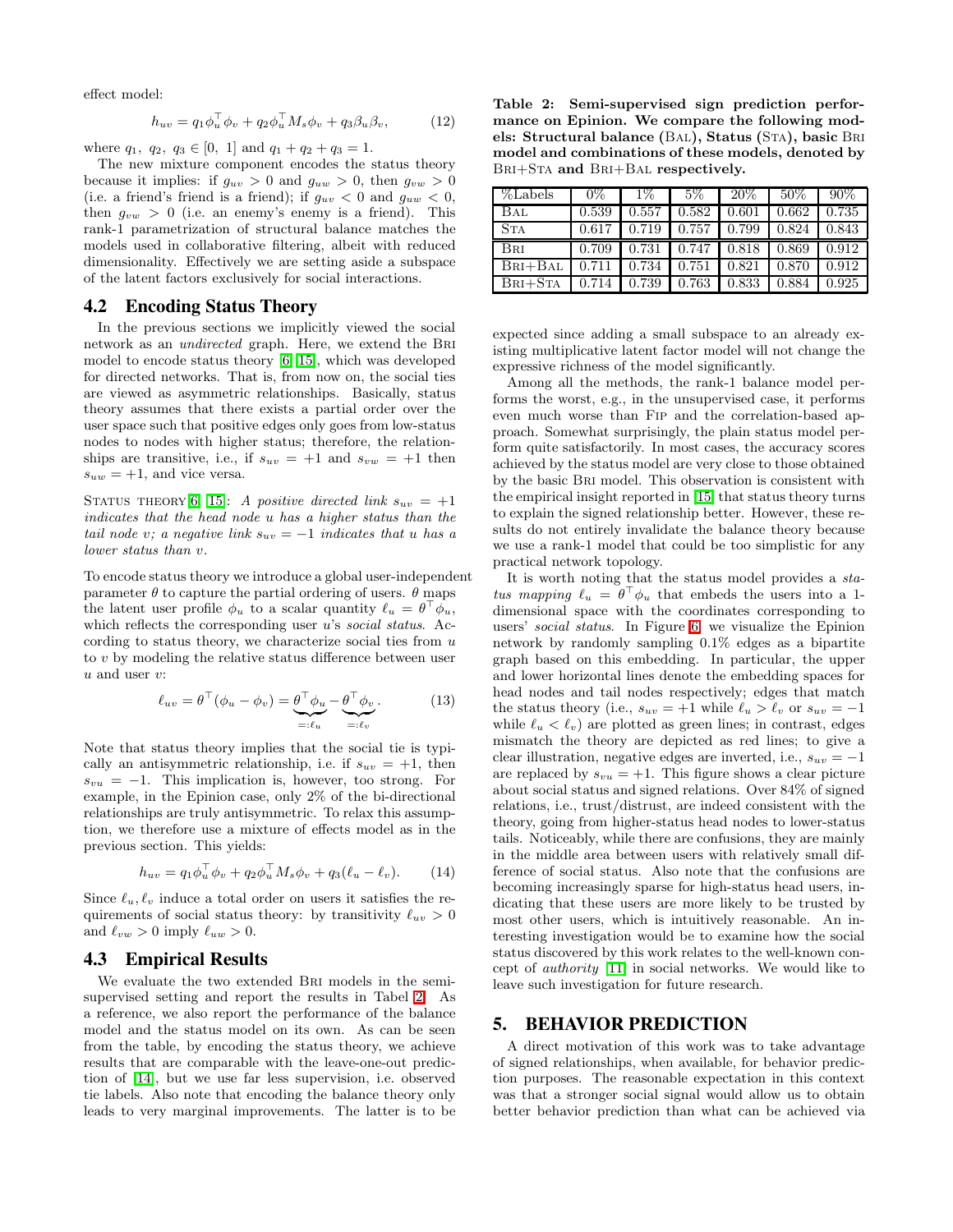effect model:

$$h_{uv} = q_1 \phi_u^\top \phi_v + q_2 \phi_u^\top M_s \phi_v + q_3 \beta_u \beta_v, \tag{12}$$

where $q_1,\ q_2,\ q_3 \in [0,\ 1]$ and $q_1 + q_2 + q_3 = 1$.

The new mixture component encodes the status theory because it implies: if $g_{uv} > 0$ and $g_{uw} > 0$, then $g_{vw} > 0$ (i.e. a friend's friend is a friend); if $g_{uv} < 0$ and $g_{uw} < 0$, then $g_{vw} > 0$ (i.e. an enemy's enemy is a friend). This rank-1 parametrization of structural balance matches the models used in collaborative filtering, albeit with reduced dimensionality. Effectively we are setting aside a subspace of the latent factors exclusively for social interactions.

## 4.2 Encoding Status Theory

In the previous sections we implicitly viewed the social network as an *undirected* graph. Here, we extend the BRI model to encode status theory [6, 15], which was developed for directed networks. That is, from now on, the social ties are viewed as asymmetric relationships. Basically, status theory assumes that there exists a partial order over the user space such that positive edges only goes from low-status nodes to nodes with higher status; therefore, the relationships are transitive, i.e., if $s_{uv} = +1$ and $s_{vw} = +1$ then $s_{uw} = +1$, and vice versa.

STATUS THEORY [6, 15]: *A positive directed link $s_{uv} = +1$ indicates that the head node $u$ has a higher status than the tail node $v$; a negative link $s_{uv} = -1$ indicates that $u$ has a lower status than $v$.*

To encode status theory we introduce a global user-independent parameter $\theta$ to capture the partial ordering of users. $\theta$ maps the latent user profile $\phi_u$ to a scalar quantity $\ell_u = \theta^\top \phi_u$, which reflects the corresponding user $u$'s *social status*. According to status theory, we characterize social ties from $u$ to $v$ by modeling the relative status difference between user $u$ and user $v$:

$$\ell_{uv} = \theta^\top(\phi_u - \phi_v) = \underbrace{\theta^\top \phi_u}_{=:\ell_u} - \underbrace{\theta^\top \phi_v}_{=:\ell_v}. \tag{13}$$

Note that status theory implies that the social tie is typically an antisymmetric relationship, i.e. if $s_{uv} = +1$, then $s_{vu} = -1$. This implication is, however, too strong. For example, in the Epinion case, only 2% of the bi-directional relationships are truly antisymmetric. To relax this assumption, we therefore use a mixture of effects model as in the previous section. This yields:

$$h_{uv} = q_1 \phi_u^\top \phi_v + q_2 \phi_u^\top M_s \phi_v + q_3(\ell_u - \ell_v). \tag{14}$$

Since $\ell_u, \ell_v$ induce a total order on users it satisfies the requirements of social status theory: by transitivity $\ell_{uv} > 0$ and $\ell_{vw} > 0$ imply $\ell_{uw} > 0$.

## 4.3 Empirical Results

We evaluate the two extended BRI models in the semi-supervised setting and report the results in Tabel 2. As a reference, we also report the performance of the balance model and the status model on its own. As can be seen from the table, by encoding the status theory, we achieve results that are comparable with the leave-one-out prediction of [14], but we use far less supervision, i.e. observed tie labels. Also note that encoding the balance theory only leads to very marginal improvements. The latter is to be expected since adding a small subspace to an already existing multiplicative latent factor model will not change the expressive richness of the model significantly.

**Table 2: Semi-supervised sign prediction performance on Epinion. We compare the following models: Structural balance (BAL), Status (STA), basic BRI model and combinations of these models, denoted by BRI+STA and BRI+BAL respectively.**

| %Labels | 0% | 1% | 5% | 20% | 50% | 90% |
|---|---|---|---|---|---|---|
| BAL | 0.539 | 0.557 | 0.582 | 0.601 | 0.662 | 0.735 |
| STA | 0.617 | 0.719 | 0.757 | 0.799 | 0.824 | 0.843 |
| BRI | 0.709 | 0.731 | 0.747 | 0.818 | 0.869 | 0.912 |
| BRI+BAL | 0.711 | 0.734 | 0.751 | 0.821 | 0.870 | 0.912 |
| BRI+STA | 0.714 | 0.739 | 0.763 | 0.833 | 0.884 | 0.925 |

Among all the methods, the rank-1 balance model performs the worst, e.g., in the unsupervised case, it performs even much worse than FIP and the correlation-based approach. Somewhat surprisingly, the plain status model perform quite satisfactorily. In most cases, the accuracy scores achieved by the status model are very close to those obtained by the basic BRI model. This observation is consistent with the empirical insight reported in [15] that status theory turns to explain the signed relationship better. However, these results do not entirely invalidate the balance theory because we use a rank-1 model that could be too simplistic for any practical network topology.

It is worth noting that the status model provides a *status mapping* $\ell_u = \theta^\top \phi_u$ that embeds the users into a 1-dimensional space with the coordinates corresponding to users' *social status*. In Figure 6, we visualize the Epinion network by randomly sampling 0.1% edges as a bipartite graph based on this embedding. In particular, the upper and lower horizontal lines denote the embedding spaces for head nodes and tail nodes respectively; edges that match the status theory (i.e., $s_{uv} = +1$ while $\ell_u > \ell_v$ or $s_{uv} = -1$ while $\ell_u < \ell_v$) are plotted as green lines; in contrast, edges mismatch the theory are depicted as red lines; to give a clear illustration, negative edges are inverted, i.e., $s_{uv} = -1$ are replaced by $s_{vu} = +1$. This figure shows a clear picture about social status and signed relations. Over 84% of signed relations, i.e., trust/distrust, are indeed consistent with the theory, going from higher-status head nodes to lower-status tails. Noticeably, while there are confusions, they are mainly in the middle area between users with relatively small difference of social status. Also note that the confusions are becoming increasingly sparse for high-status head users, indicating that these users are more likely to be trusted by most other users, which is intuitively reasonable. An interesting investigation would be to examine how the social status discovered by this work relates to the well-known concept of *authority* [11] in social networks. We would like to leave such investigation for future research.

# 5. BEHAVIOR PREDICTION

A direct motivation of this work was to take advantage of signed relationships, when available, for behavior prediction purposes. The reasonable expectation in this context was that a stronger social signal would allow us to obtain better behavior prediction than what can be achieved via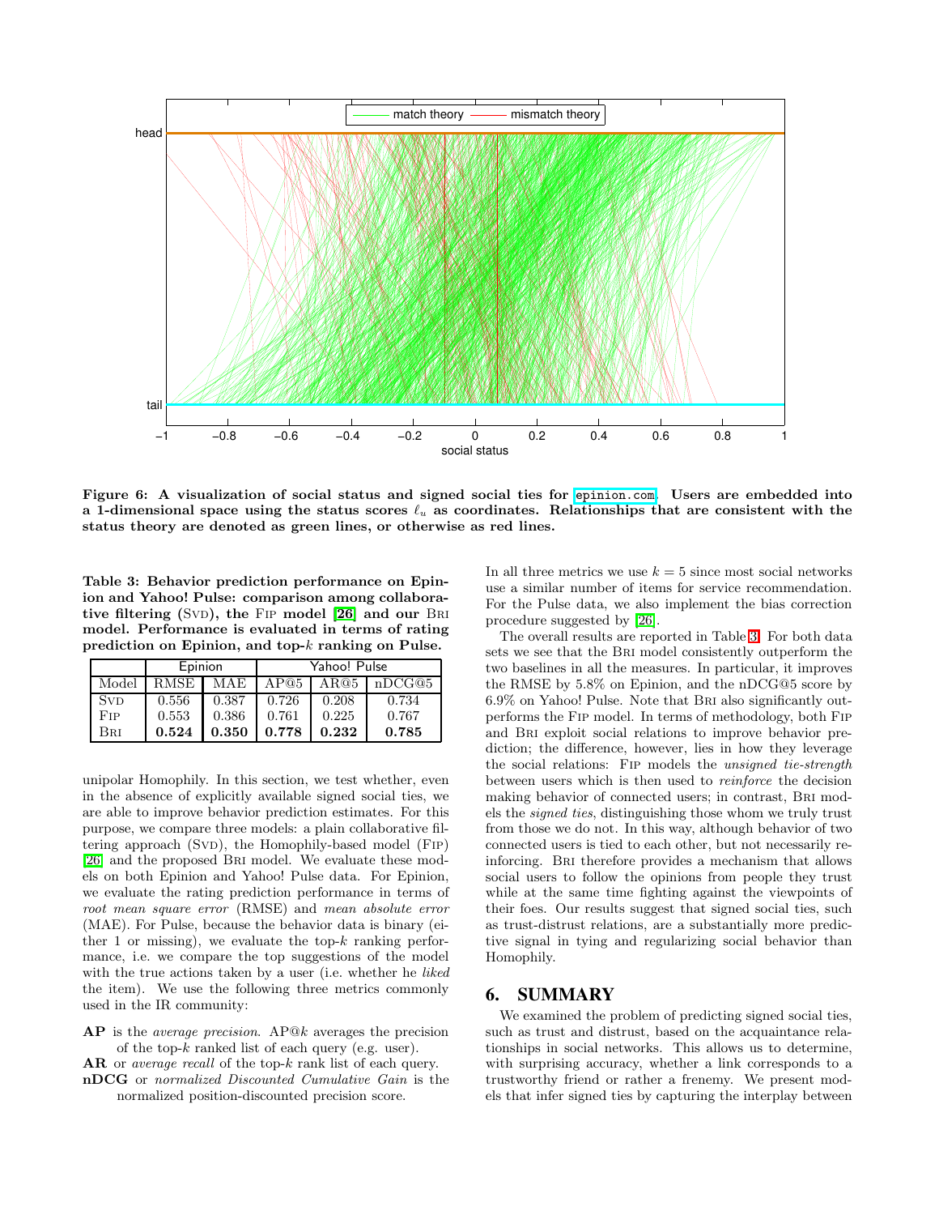Figure 6: A visualization of social status and signed social ties for epinion.com. Users are embedded into a 1-dimensional space using the status scores $\ell_u$ as coordinates. Relationships that are consistent with the status theory are denoted as green lines, or otherwise as red lines.

**Table 3: Behavior prediction performance on Epinion and Yahoo! Pulse: comparison among collaborative filtering (SVD), the FIP model [26] and our BRI model. Performance is evaluated in terms of rating prediction on Epinion, and top-$k$ ranking on Pulse.**

| | Epinion | | Yahoo! Pulse | | |
|---|---|---|---|---|---|
| Model | RMSE | MAE | AP@5 | AR@5 | nDCG@5 |
| SVD | 0.556 | 0.387 | 0.726 | 0.208 | 0.734 |
| FIP | 0.553 | 0.386 | 0.761 | 0.225 | 0.767 |
| BRI | **0.524** | **0.350** | **0.778** | **0.232** | **0.785** |

unipolar Homophily. In this section, we test whether, even in the absence of explicitly available signed social ties, we are able to improve behavior prediction estimates. For this purpose, we compare three models: a plain collaborative filtering approach (SVD), the Homophily-based model (FIP) [26] and the proposed BRI model. We evaluate these models on both Epinion and Yahoo! Pulse data. For Epinion, we evaluate the rating prediction performance in terms of *root mean square error* (RMSE) and *mean absolute error* (MAE). For Pulse, because the behavior data is binary (either 1 or missing), we evaluate the top-$k$ ranking performance, i.e. we compare the top suggestions of the model with the true actions taken by a user (i.e. whether he *liked* the item). We use the following three metrics commonly used in the IR community:

- **AP** is the *average precision*. AP@$k$ averages the precision of the top-$k$ ranked list of each query (e.g. user).
- **AR** or *average recall* of the top-$k$ rank list of each query.
- **nDCG** or *normalized Discounted Cumulative Gain* is the normalized position-discounted precision score.

In all three metrics we use $k = 5$ since most social networks use a similar number of items for service recommendation. For the Pulse data, we also implement the bias correction procedure suggested by [26].

The overall results are reported in Table 3. For both data sets we see that the BRI model consistently outperform the two baselines in all the measures. In particular, it improves the RMSE by 5.8% on Epinion, and the nDCG@5 score by 6.9% on Yahoo! Pulse. Note that BRI also significantly outperforms the FIP model. In terms of methodology, both FIP and BRI exploit social relations to improve behavior prediction; the difference, however, lies in how they leverage the social relations: FIP models the *unsigned tie-strength* between users which is then used to *reinforce* the decision making behavior of connected users; in contrast, BRI models the *signed ties*, distinguishing those whom we truly trust from those we do not. In this way, although behavior of two connected users is tied to each other, but not necessarily reinforcing. BRI therefore provides a mechanism that allows social users to follow the opinions from people they trust while at the same time fighting against the viewpoints of their foes. Our results suggest that signed social ties, such as trust-distrust relations, are a substantially more predictive signal in tying and regularizing social behavior than Homophily.

## 6. SUMMARY

We examined the problem of predicting signed social ties, such as trust and distrust, based on the acquaintance relationships in social networks. This allows us to determine, with surprising accuracy, whether a link corresponds to a trustworthy friend or rather a frenemy. We present models that infer signed ties by capturing the interplay between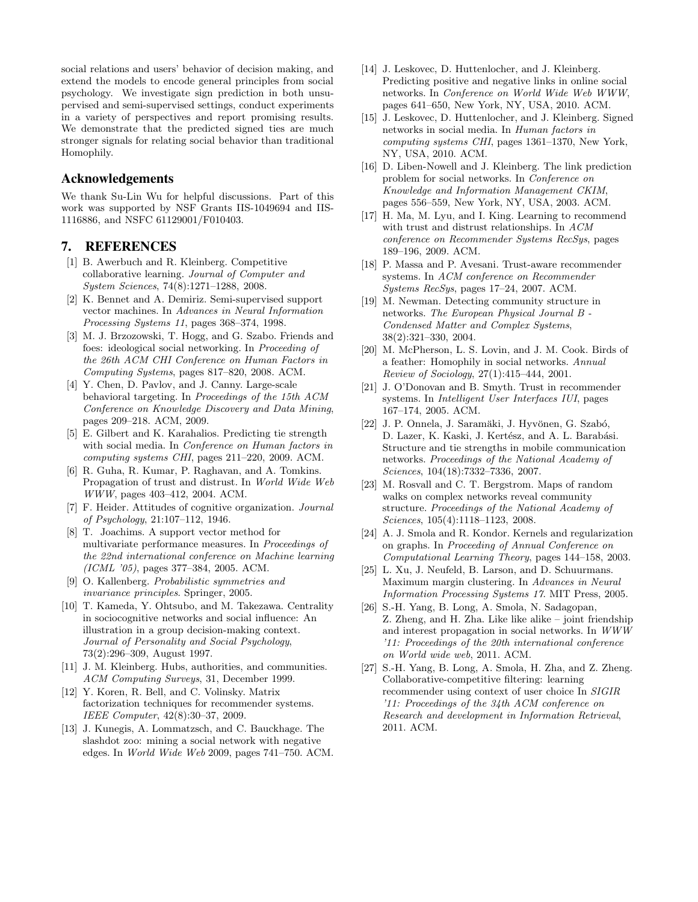social relations and users' behavior of decision making, and extend the models to encode general principles from social psychology. We investigate sign prediction in both unsupervised and semi-supervised settings, conduct experiments in a variety of perspectives and report promising results. We demonstrate that the predicted signed ties are much stronger signals for relating social behavior than traditional Homophily.

## Acknowledgements

We thank Su-Lin Wu for helpful discussions. Part of this work was supported by NSF Grants IIS-1049694 and IIS-1116886, and NSFC 61129001/F010403.

## 7. REFERENCES

[1] B. Awerbuch and R. Kleinberg. Competitive collaborative learning. *Journal of Computer and System Sciences*, 74(8):1271–1288, 2008.

[2] K. Bennet and A. Demiriz. Semi-supervised support vector machines. In *Advances in Neural Information Processing Systems 11*, pages 368–374, 1998.

[3] M. J. Brzozowski, T. Hogg, and G. Szabo. Friends and foes: ideological social networking. In *Proceeding of the 26th ACM CHI Conference on Human Factors in Computing Systems*, pages 817–820, 2008. ACM.

[4] Y. Chen, D. Pavlov, and J. Canny. Large-scale behavioral targeting. In *Proceedings of the 15th ACM Conference on Knowledge Discovery and Data Mining*, pages 209–218. ACM, 2009.

[5] E. Gilbert and K. Karahalios. Predicting tie strength with social media. In *Conference on Human factors in computing systems CHI*, pages 211–220, 2009. ACM.

[6] R. Guha, R. Kumar, P. Raghavan, and A. Tomkins. Propagation of trust and distrust. In *World Wide Web WWW*, pages 403–412, 2004. ACM.

[7] F. Heider. Attitudes of cognitive organization. *Journal of Psychology*, 21:107–112, 1946.

[8] T. Joachims. A support vector method for multivariate performance measures. In *Proceedings of the 22nd international conference on Machine learning (ICML '05)*, pages 377–384, 2005. ACM.

[9] O. Kallenberg. *Probabilistic symmetries and invariance principles*. Springer, 2005.

[10] T. Kameda, Y. Ohtsubo, and M. Takezawa. Centrality in sociocognitive networks and social influence: An illustration in a group decision-making context. *Journal of Personality and Social Psychology*, 73(2):296–309, August 1997.

[11] J. M. Kleinberg. Hubs, authorities, and communities. *ACM Computing Surveys*, 31, December 1999.

[12] Y. Koren, R. Bell, and C. Volinsky. Matrix factorization techniques for recommender systems. *IEEE Computer*, 42(8):30–37, 2009.

[13] J. Kunegis, A. Lommatzsch, and C. Bauckhage. The slashdot zoo: mining a social network with negative edges. In *World Wide Web* 2009, pages 741–750. ACM.

[14] J. Leskovec, D. Huttenlocher, and J. Kleinberg. Predicting positive and negative links in online social networks. In *Conference on World Wide Web WWW*, pages 641–650, New York, NY, USA, 2010. ACM.

[15] J. Leskovec, D. Huttenlocher, and J. Kleinberg. Signed networks in social media. In *Human factors in computing systems CHI*, pages 1361–1370, New York, NY, USA, 2010. ACM.

[16] D. Liben-Nowell and J. Kleinberg. The link prediction problem for social networks. In *Conference on Knowledge and Information Management CKIM*, pages 556–559, New York, NY, USA, 2003. ACM.

[17] H. Ma, M. Lyu, and I. King. Learning to recommend with trust and distrust relationships. In *ACM conference on Recommender Systems RecSys*, pages 189–196, 2009. ACM.

[18] P. Massa and P. Avesani. Trust-aware recommender systems. In *ACM conference on Recommender Systems RecSys*, pages 17–24, 2007. ACM.

[19] M. Newman. Detecting community structure in networks. *The European Physical Journal B - Condensed Matter and Complex Systems*, 38(2):321–330, 2004.

[20] M. McPherson, L. S. Lovin, and J. M. Cook. Birds of a feather: Homophily in social networks. *Annual Review of Sociology*, 27(1):415–444, 2001.

[21] J. O'Donovan and B. Smyth. Trust in recommender systems. In *Intelligent User Interfaces IUI*, pages 167–174, 2005. ACM.

[22] J. P. Onnela, J. Saramäki, J. Hyvönen, G. Szabó, D. Lazer, K. Kaski, J. Kertész, and A. L. Barabási. Structure and tie strengths in mobile communication networks. *Proceedings of the National Academy of Sciences*, 104(18):7332–7336, 2007.

[23] M. Rosvall and C. T. Bergstrom. Maps of random walks on complex networks reveal community structure. *Proceedings of the National Academy of Sciences*, 105(4):1118–1123, 2008.

[24] A. J. Smola and R. Kondor. Kernels and regularization on graphs. In *Proceeding of Annual Conference on Computational Learning Theory*, pages 144–158, 2003.

[25] L. Xu, J. Neufeld, B. Larson, and D. Schuurmans. Maximum margin clustering. In *Advances in Neural Information Processing Systems 17*. MIT Press, 2005.

[26] S.-H. Yang, B. Long, A. Smola, N. Sadagopan, Z. Zheng, and H. Zha. Like like alike – joint friendship and interest propagation in social networks. In *WWW '11: Proceedings of the 20th international conference on World wide web*, 2011. ACM.

[27] S.-H. Yang, B. Long, A. Smola, H. Zha, and Z. Zheng. Collaborative-competitive filtering: learning recommender using context of user choice In *SIGIR '11: Proceedings of the 34th ACM conference on Research and development in Information Retrieval*, 2011. ACM.